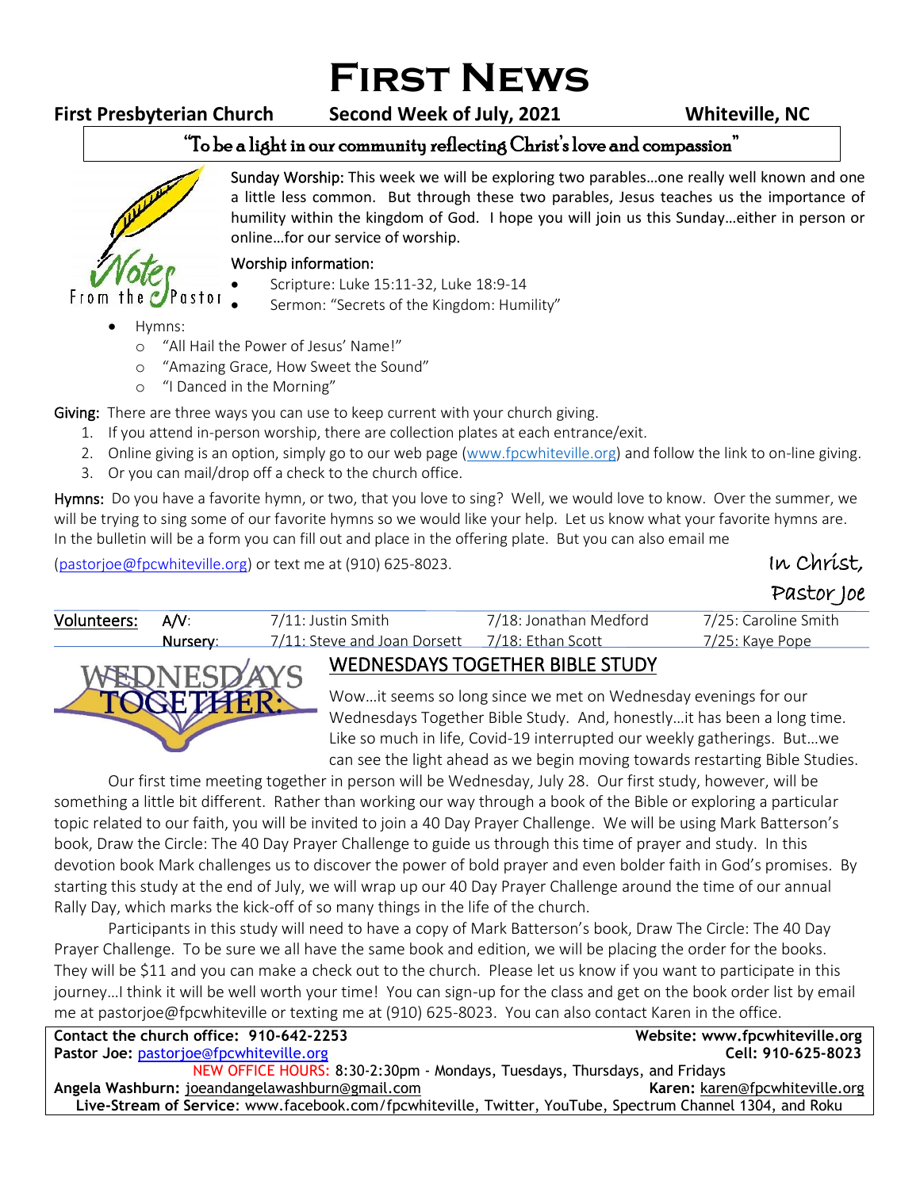# First News

**First Presbyterian Church** **Second Week of July, 2021** **Whiteville, NC**

"To be a light in our community reflecting Christ's love and compassion"

Notes From the Pastor

**Sunday Worship:** This week we will be exploring two parables…one really well known and one a little less common. But through these two parables, Jesus teaches us the importance of humility within the kingdom of God. I hope you will join us this Sunday…either in person or online…for our service of worship.

**Worship information:**

- Scripture: Luke 15:11-32, Luke 18:9-14
- Sermon: "Secrets of the Kingdom: Humility"
- Hymns:
  - "All Hail the Power of Jesus' Name!"
  - "Amazing Grace, How Sweet the Sound"
  - "I Danced in the Morning"

**Giving:** There are three ways you can use to keep current with your church giving.

1. If you attend in-person worship, there are collection plates at each entrance/exit.
2. Online giving is an option, simply go to our web page (www.fpcwhiteville.org) and follow the link to on-line giving.
3. Or you can mail/drop off a check to the church office.

**Hymns:** Do you have a favorite hymn, or two, that you love to sing? Well, we would love to know. Over the summer, we will be trying to sing some of our favorite hymns so we would like your help. Let us know what your favorite hymns are. In the bulletin will be a form you can fill out and place in the offering plate. But you can also email me (pastorjoe@fpcwhiteville.org) or text me at (910) 625-8023.

In Christ,
Pastor Joe

| Volunteers: | | | | |
|---|---|---|---|---|
| | A/V: | 7/11: Justin Smith | 7/18: Jonathan Medford | 7/25: Caroline Smith |
| | Nursery: | 7/11: Steve and Joan Dorsett | 7/18: Ethan Scott | 7/25: Kaye Pope |

## WEDNESDAYS TOGETHER BIBLE STUDY

Wow…it seems so long since we met on Wednesday evenings for our Wednesdays Together Bible Study. And, honestly…it has been a long time. Like so much in life, Covid-19 interrupted our weekly gatherings. But…we can see the light ahead as we begin moving towards restarting Bible Studies.

Our first time meeting together in person will be Wednesday, July 28. Our first study, however, will be something a little bit different. Rather than working our way through a book of the Bible or exploring a particular topic related to our faith, you will be invited to join a 40 Day Prayer Challenge. We will be using Mark Batterson's book, Draw the Circle: The 40 Day Prayer Challenge to guide us through this time of prayer and study. In this devotion book Mark challenges us to discover the power of bold prayer and even bolder faith in God's promises. By starting this study at the end of July, we will wrap up our 40 Day Prayer Challenge around the time of our annual Rally Day, which marks the kick-off of so many things in the life of the church.

Participants in this study will need to have a copy of Mark Batterson's book, Draw The Circle: The 40 Day Prayer Challenge. To be sure we all have the same book and edition, we will be placing the order for the books. They will be $11 and you can make a check out to the church. Please let us know if you want to participate in this journey…I think it will be well worth your time! You can sign-up for the class and get on the book order list by email me at pastorjoe@fpcwhiteville or texting me at (910) 625-8023. You can also contact Karen in the office.

**Contact the church office: 910-642-2253** **Website: www.fpcwhiteville.org**
**Pastor Joe:** pastorjoe@fpcwhiteville.org **Cell: 910-625-8023**
NEW OFFICE HOURS: 8:30-2:30pm - Mondays, Tuesdays, Thursdays, and Fridays
**Angela Washburn:** joeandangelawashburn@gmail.com **Karen:** karen@fpcwhiteville.org
**Live-Stream of Service:** www.facebook.com/fpcwhiteville, Twitter, YouTube, Spectrum Channel 1304, and Roku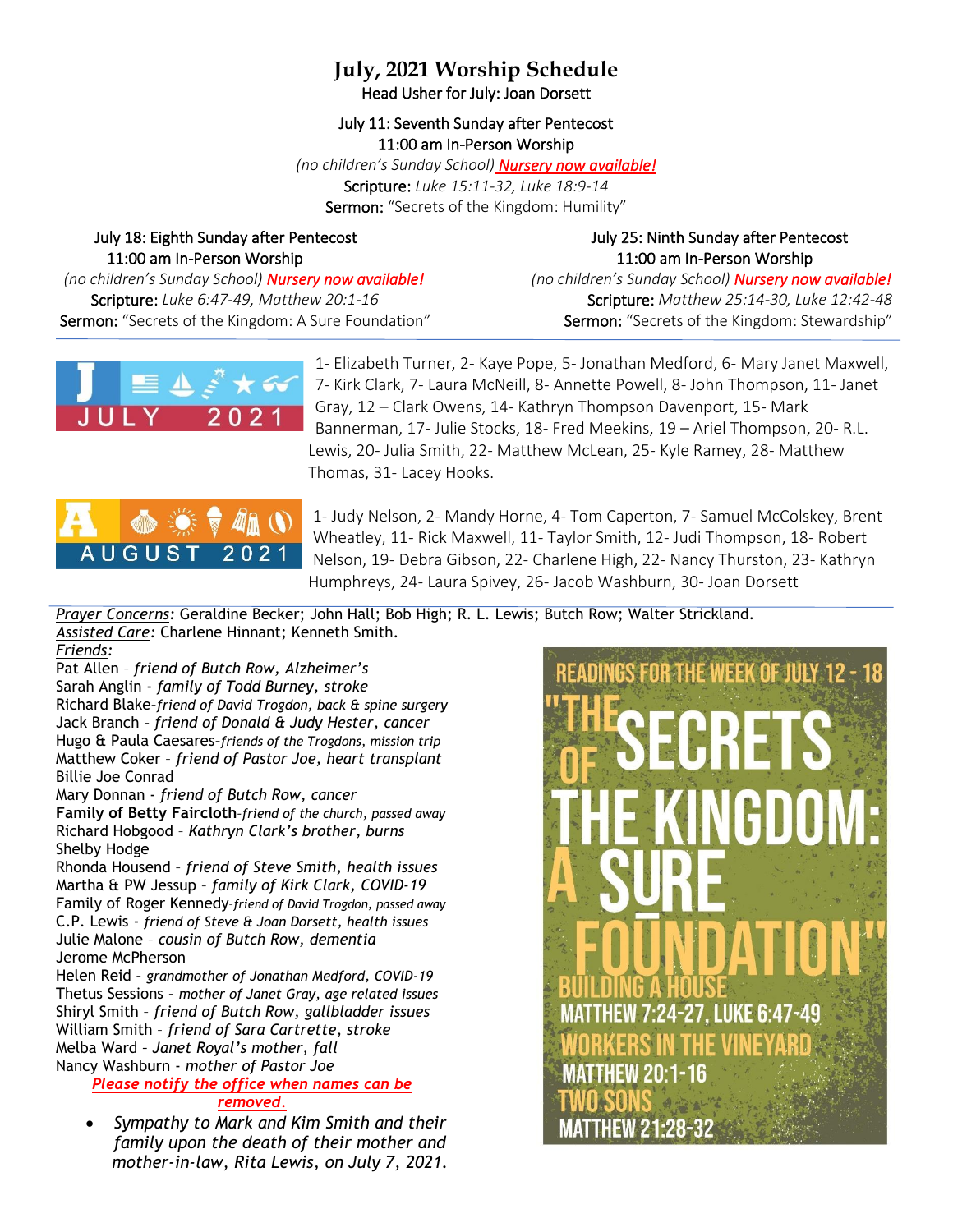# July, 2021 Worship Schedule

Head Usher for July: Joan Dorsett

July 11: Seventh Sunday after Pentecost
11:00 am In-Person Worship
*(no children's Sunday School)* ***Nursery now available!***
Scripture: *Luke 15:11-32, Luke 18:9-14*
Sermon: "Secrets of the Kingdom: Humility"

July 18: Eighth Sunday after Pentecost
11:00 am In-Person Worship
*(no children's Sunday School)* ***Nursery now available!***
Scripture: *Luke 6:47-49, Matthew 20:1-16*
Sermon: "Secrets of the Kingdom: A Sure Foundation"

July 25: Ninth Sunday after Pentecost
11:00 am In-Person Worship
*(no children's Sunday School)* ***Nursery now available!***
Scripture: *Matthew 25:14-30, Luke 12:42-48*
Sermon: "Secrets of the Kingdom: Stewardship"

---

JULY 2021

1- Elizabeth Turner, 2- Kaye Pope, 5- Jonathan Medford, 6- Mary Janet Maxwell, 7- Kirk Clark, 7- Laura McNeill, 8- Annette Powell, 8- John Thompson, 11- Janet Gray, 12 – Clark Owens, 14- Kathryn Thompson Davenport, 15- Mark Bannerman, 17- Julie Stocks, 18- Fred Meekins, 19 – Ariel Thompson, 20- R.L. Lewis, 20- Julia Smith, 22- Matthew McLean, 25- Kyle Ramey, 28- Matthew Thomas, 31- Lacey Hooks.

AUGUST 2021

1- Judy Nelson, 2- Mandy Horne, 4- Tom Caperton, 7- Samuel McColskey, Brent Wheatley, 11- Rick Maxwell, 11- Taylor Smith, 12- Judi Thompson, 18- Robert Nelson, 19- Debra Gibson, 22- Charlene High, 22- Nancy Thurston, 23- Kathryn Humphreys, 24- Laura Spivey, 26- Jacob Washburn, 30- Joan Dorsett

---

*Prayer Concerns*: Geraldine Becker; John Hall; Bob High; R. L. Lewis; Butch Row; Walter Strickland.

*Assisted Care*: Charlene Hinnant; Kenneth Smith.

*Friends*:

Pat Allen - *friend of Butch Row, Alzheimer's*
Sarah Anglin - *family of Todd Burney, stroke*
Richard Blake-*friend of David Trogdon, back & spine surgery*
Jack Branch - *friend of Donald & Judy Hester, cancer*
Hugo & Paula Caesares-*friends of the Trogdons, mission trip*
Matthew Coker - *friend of Pastor Joe, heart transplant*
Billie Joe Conrad
Mary Donnan - *friend of Butch Row, cancer*
**Family of Betty Faircloth**-*friend of the church, passed away*
Richard Hobgood - *Kathryn Clark's brother, burns*
Shelby Hodge
Rhonda Housend - *friend of Steve Smith, health issues*
Martha & PW Jessup - *family of Kirk Clark, COVID-19*
Family of Roger Kennedy-*friend of David Trogdon, passed away*
C.P. Lewis - *friend of Steve & Joan Dorsett, health issues*
Julie Malone - *cousin of Butch Row, dementia*
Jerome McPherson
Helen Reid - *grandmother of Jonathan Medford, COVID-19*
Thetus Sessions - *mother of Janet Gray, age related issues*
Shiryl Smith - *friend of Butch Row, gallbladder issues*
William Smith - *friend of Sara Cartrette, stroke*
Melba Ward - *Janet Royal's mother, fall*
Nancy Washburn - *mother of Pastor Joe*

***Please notify the office when names can be removed.***

- *Sympathy to Mark and Kim Smith and their family upon the death of their mother and mother-in-law, Rita Lewis, on July 7, 2021.*

**READINGS FOR THE WEEK OF JULY 12 - 18**

**"THE SECRETS OF THE KINGDOM: A SURE FOUNDATION"**

BUILDING A HOUSE
MATTHEW 7:24-27, LUKE 6:47-49
WORKERS IN THE VINEYARD
MATTHEW 20:1-16
TWO SONS
MATTHEW 21:28-32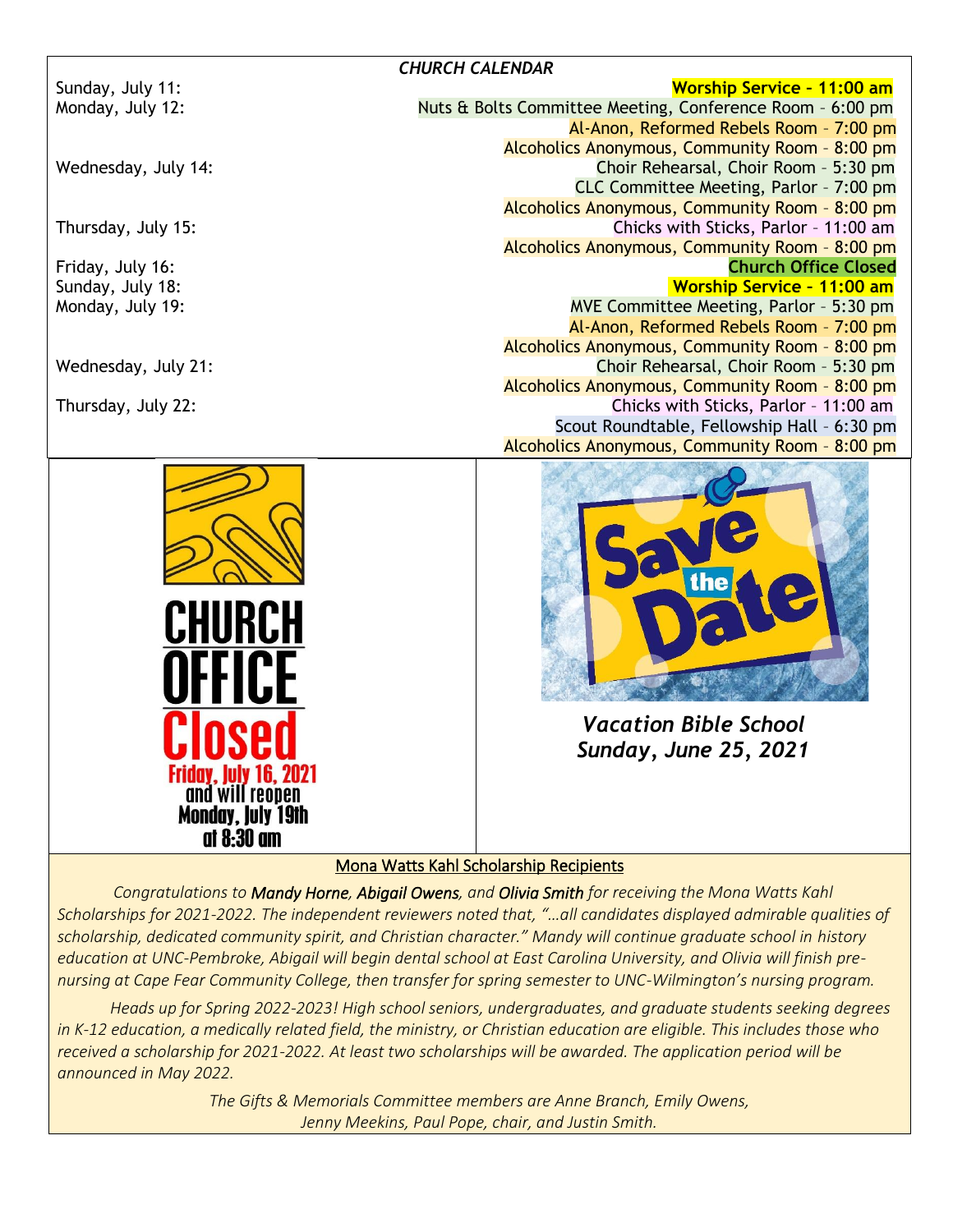## *CHURCH CALENDAR*

| | |
|---|---|
| Sunday, July 11: | **Worship Service – 11:00 am** |
| Monday, July 12: | Nuts & Bolts Committee Meeting, Conference Room – 6:00 pm |
| | Al-Anon, Reformed Rebels Room – 7:00 pm |
| | Alcoholics Anonymous, Community Room – 8:00 pm |
| Wednesday, July 14: | Choir Rehearsal, Choir Room – 5:30 pm |
| | CLC Committee Meeting, Parlor – 7:00 pm |
| | Alcoholics Anonymous, Community Room – 8:00 pm |
| Thursday, July 15: | Chicks with Sticks, Parlor – 11:00 am |
| | Alcoholics Anonymous, Community Room – 8:00 pm |
| Friday, July 16: | **Church Office Closed** |
| Sunday, July 18: | **Worship Service - 11:00 am** |
| Monday, July 19: | MVE Committee Meeting, Parlor – 5:30 pm |
| | Al-Anon, Reformed Rebels Room – 7:00 pm |
| | Alcoholics Anonymous, Community Room – 8:00 pm |
| Wednesday, July 21: | Choir Rehearsal, Choir Room – 5:30 pm |
| | Alcoholics Anonymous, Community Room – 8:00 pm |
| Thursday, July 22: | Chicks with Sticks, Parlor – 11:00 am |
| | Scout Roundtable, Fellowship Hall – 6:30 pm |
| | Alcoholics Anonymous, Community Room – 8:00 pm |

**CHURCH OFFICE Closed**

**Friday, July 16, 2021**
and will reopen
**Monday, July 19th**
**at 8:30 am**

**Save the Date**

***Vacation Bible School***
***Sunday, June 25, 2021***

## Mona Watts Kahl Scholarship Recipients

*Congratulations to* ***Mandy Horne****,* ***Abigail Owens****, and* ***Olivia Smith*** *for receiving the Mona Watts Kahl Scholarships for 2021-2022. The independent reviewers noted that, "…all candidates displayed admirable qualities of scholarship, dedicated community spirit, and Christian character." Mandy will continue graduate school in history education at UNC-Pembroke, Abigail will begin dental school at East Carolina University, and Olivia will finish pre-nursing at Cape Fear Community College, then transfer for spring semester to UNC-Wilmington's nursing program.*

*Heads up for Spring 2022-2023! High school seniors, undergraduates, and graduate students seeking degrees in K-12 education, a medically related field, the ministry, or Christian education are eligible. This includes those who received a scholarship for 2021-2022. At least two scholarships will be awarded. The application period will be announced in May 2022.*

*The Gifts & Memorials Committee members are Anne Branch, Emily Owens, Jenny Meekins, Paul Pope, chair, and Justin Smith.*